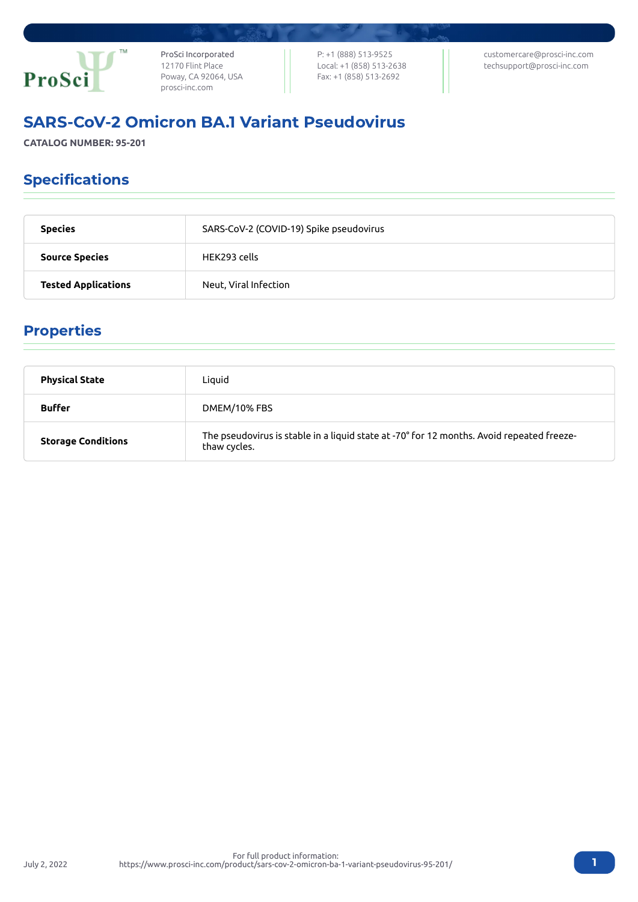ProSci Incorporated
12170 Flint Place
Poway, CA 92064, USA
prosci-inc.com

P: +1 (888) 513-9525
Local: +1 (858) 513-2638
Fax: +1 (858) 513-2692

customercare@prosci-inc.com
techsupport@prosci-inc.com

# SARS-CoV-2 Omicron BA.1 Variant Pseudovirus

**CATALOG NUMBER: 95-201**

## Specifications

| | |
|---|---|
| **Species** | SARS-CoV-2 (COVID-19) Spike pseudovirus |
| **Source Species** | HEK293 cells |
| **Tested Applications** | Neut, Viral Infection |

## Properties

| | |
|---|---|
| **Physical State** | Liquid |
| **Buffer** | DMEM/10% FBS |
| **Storage Conditions** | The pseudovirus is stable in a liquid state at -70° for 12 months. Avoid repeated freeze-thaw cycles. |

July 2, 2022

For full product information:
https://www.prosci-inc.com/product/sars-cov-2-omicron-ba-1-variant-pseudovirus-95-201/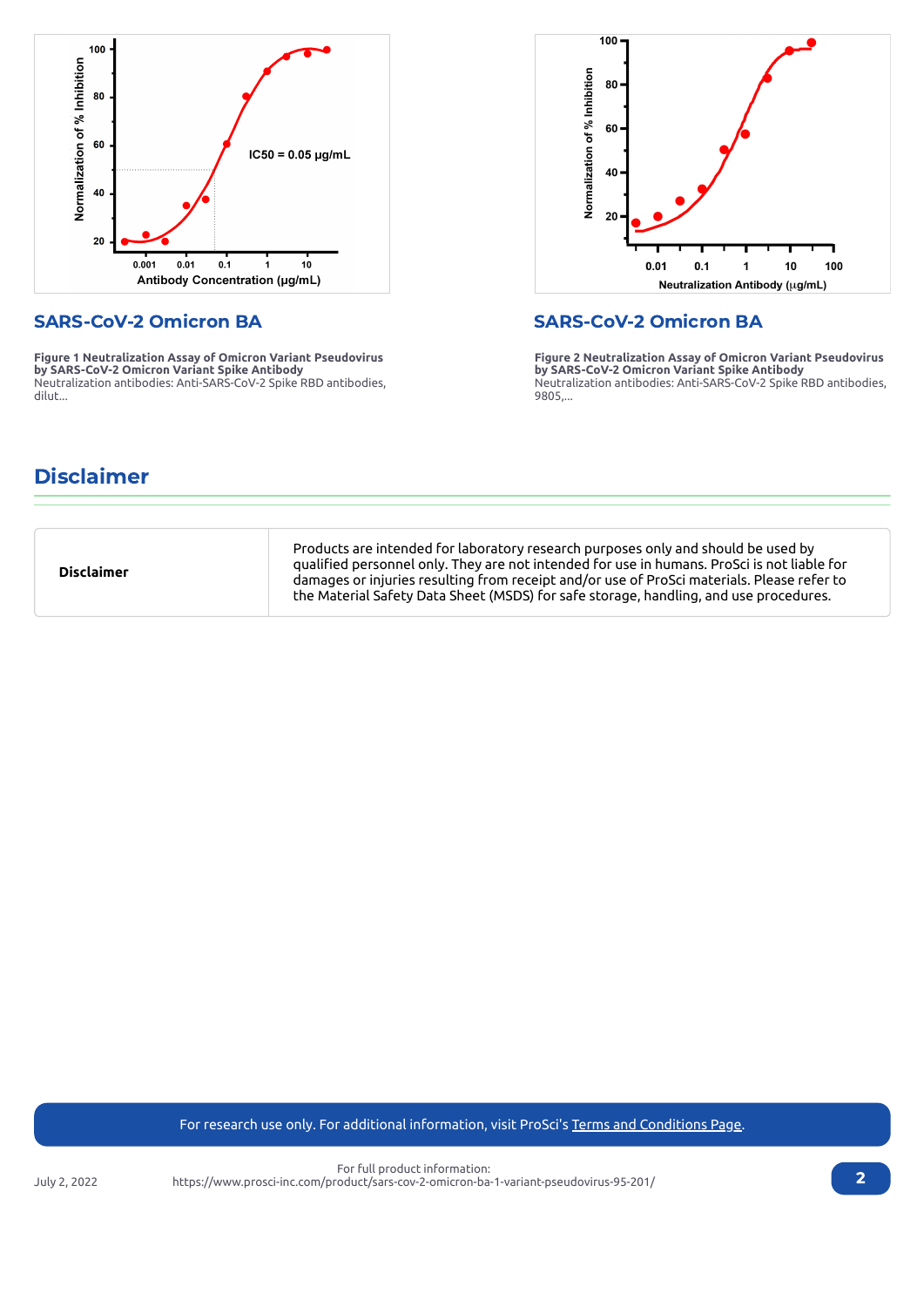100
80
60
40
20
Normalization of % Inhibition
0.001 0.01 0.1 1 10
Antibody Concentration (μg/mL)
IC50 = 0.05 μg/mL

## SARS-CoV-2 Omicron BA

**Figure 1 Neutralization Assay of Omicron Variant Pseudovirus by SARS-CoV-2 Omicron Variant Spike Antibody**
Neutralization antibodies: Anti-SARS-CoV-2 Spike RBD antibodies, dilut...

100
80
60
40
20
Normalization of % Inhibition
0.01 0.1 1 10 100
Neutralization Antibody (μg/mL)

## SARS-CoV-2 Omicron BA

**Figure 2 Neutralization Assay of Omicron Variant Pseudovirus by SARS-CoV-2 Omicron Variant Spike Antibody**
Neutralization antibodies: Anti-SARS-CoV-2 Spike RBD antibodies, 9805,...

# Disclaimer

| | |
|---|---|
| **Disclaimer** | Products are intended for laboratory research purposes only and should be used by qualified personnel only. They are not intended for use in humans. ProSci is not liable for damages or injuries resulting from receipt and/or use of ProSci materials. Please refer to the Material Safety Data Sheet (MSDS) for safe storage, handling, and use procedures. |

For research use only. For additional information, visit ProSci's Terms and Conditions Page.

July 2, 2022

For full product information:
https://www.prosci-inc.com/product/sars-cov-2-omicron-ba-1-variant-pseudovirus-95-201/